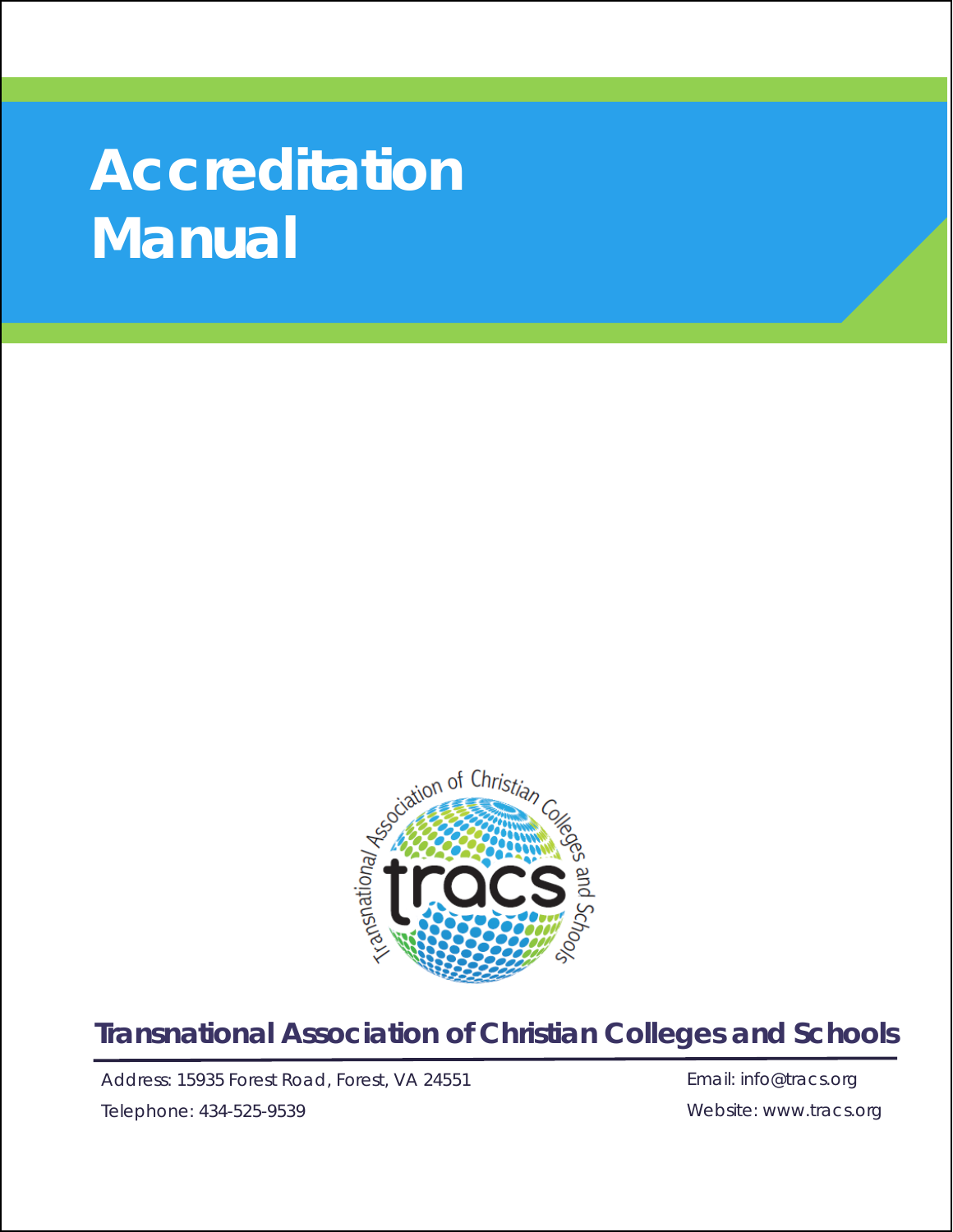# Accreditation Manual

**Transnational Association of Christian Colleges and Schools**

Address: 15935 Forest Road, Forest, VA 24551

Telephone: 434-525-9539

Email: info@tracs.org

Website: www.tracs.org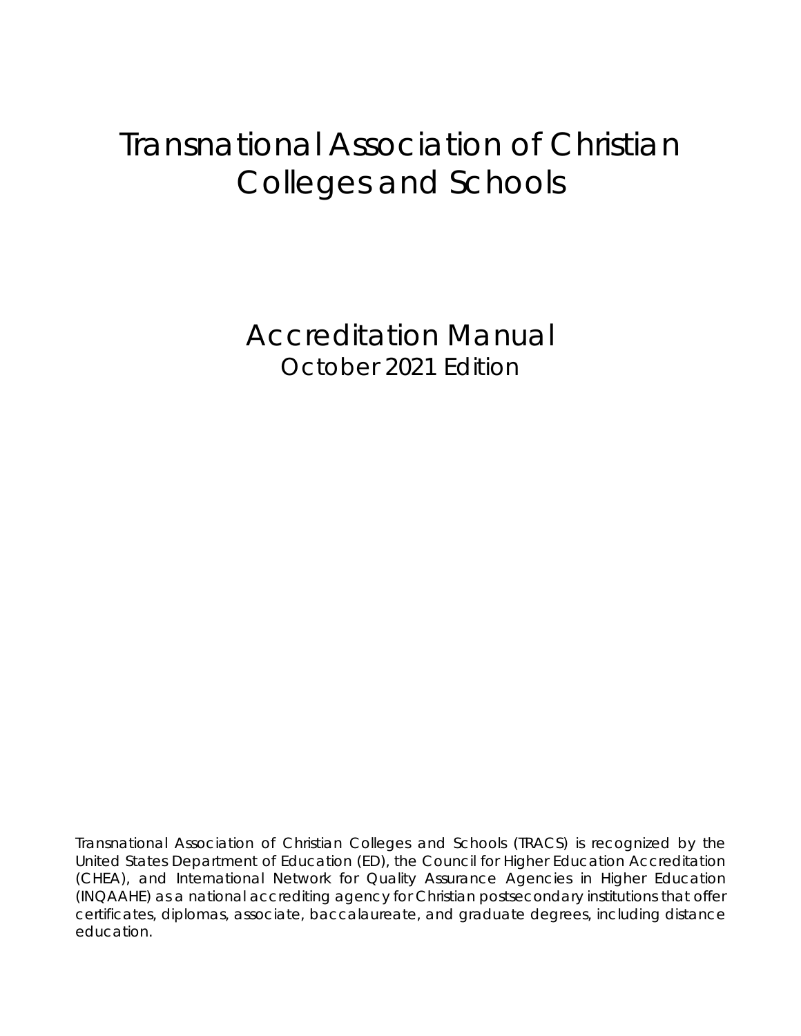# Transnational Association of Christian Colleges and Schools

## Accreditation Manual

October 2021 Edition

Transnational Association of Christian Colleges and Schools (TRACS) is recognized by the United States Department of Education (ED), the Council for Higher Education Accreditation (CHEA), and International Network for Quality Assurance Agencies in Higher Education (INQAAHE) as a national accrediting agency for Christian postsecondary institutions that offer certificates, diplomas, associate, baccalaureate, and graduate degrees, including distance education.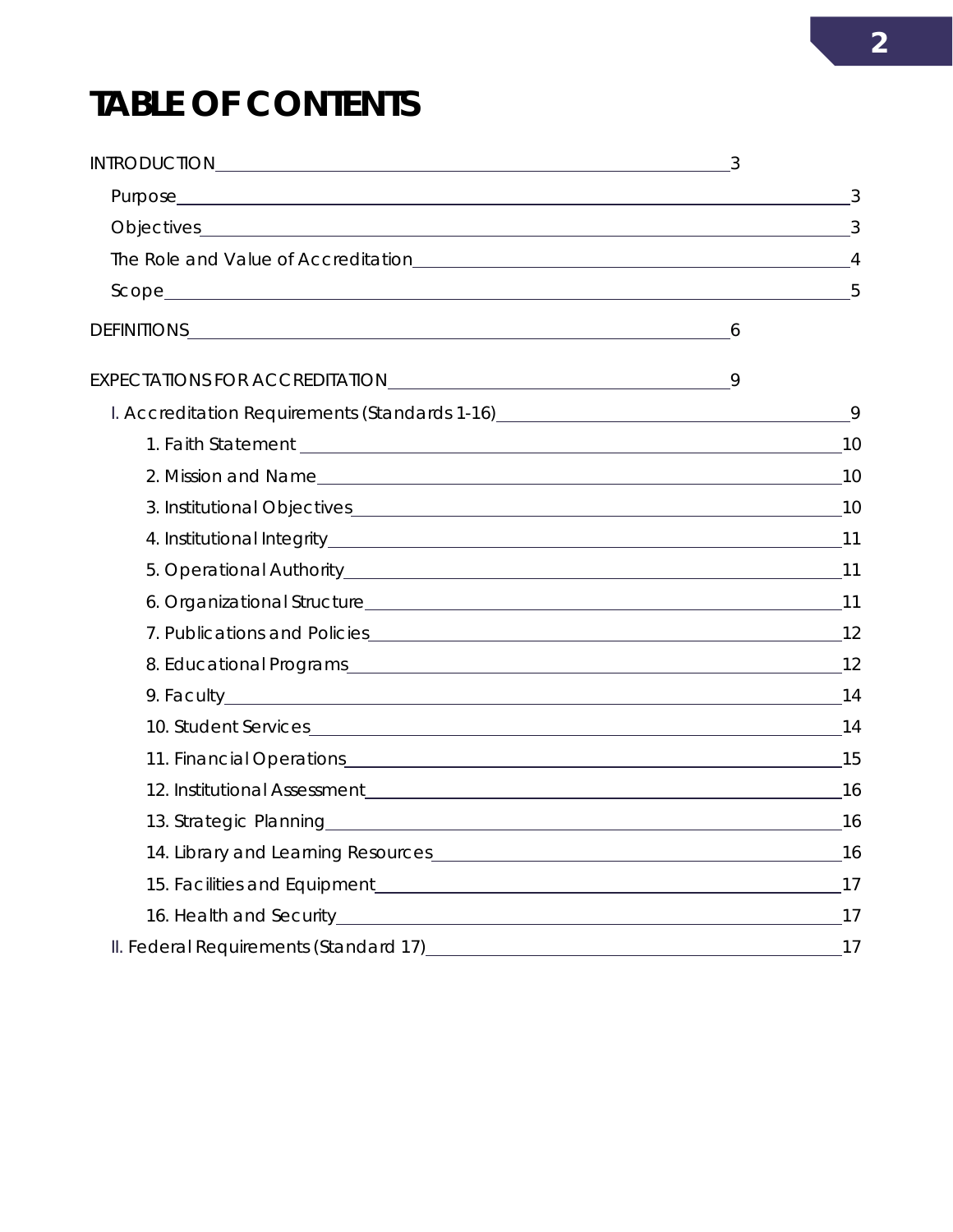# TABLE OF CONTENTS

INTRODUCTION 3

- Purpose 3
- Objectives 3
- The Role and Value of Accreditation 4
- Scope 5

DEFINITIONS 6

EXPECTATIONS FOR ACCREDITATION 9

- I. Accreditation Requirements (Standards 1-16) 9
  - 1. Faith Statement 10
  - 2. Mission and Name 10
  - 3. Institutional Objectives 10
  - 4. Institutional Integrity 11
  - 5. Operational Authority 11
  - 6. Organizational Structure 11
  - 7. Publications and Policies 12
  - 8. Educational Programs 12
  - 9. Faculty 14
  - 10. Student Services 14
  - 11. Financial Operations 15
  - 12. Institutional Assessment 16
  - 13. Strategic Planning 16
  - 14. Library and Learning Resources 16
  - 15. Facilities and Equipment 17
  - 16. Health and Security 17
- II. Federal Requirements (Standard 17) 17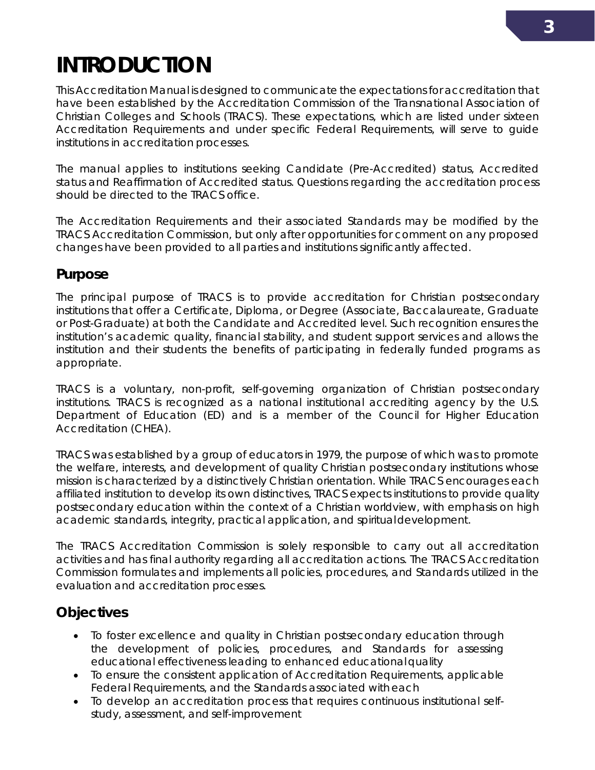# INTRODUCTION

This Accreditation Manual is designed to communicate the expectations for accreditation that have been established by the Accreditation Commission of the Transnational Association of Christian Colleges and Schools (TRACS). These expectations, which are listed under sixteen Accreditation Requirements and under specific Federal Requirements, will serve to guide institutions in accreditation processes.

The manual applies to institutions seeking Candidate (Pre-Accredited) status, Accredited status and Reaffirmation of Accredited status. Questions regarding the accreditation process should be directed to the TRACS office.

The Accreditation Requirements and their associated Standards may be modified by the TRACS Accreditation Commission, but only after opportunities for comment on any proposed changes have been provided to all parties and institutions significantly affected.

## Purpose

The principal purpose of TRACS is to provide accreditation for Christian postsecondary institutions that offer a Certificate, Diploma, or Degree (Associate, Baccalaureate, Graduate or Post-Graduate) at both the Candidate and Accredited level. Such recognition ensures the institution's academic quality, financial stability, and student support services and allows the institution and their students the benefits of participating in federally funded programs as appropriate.

TRACS is a voluntary, non-profit, self-governing organization of Christian postsecondary institutions. TRACS is recognized as a national institutional accrediting agency by the U.S. Department of Education (ED) and is a member of the Council for Higher Education Accreditation (CHEA).

TRACS was established by a group of educators in 1979, the purpose of which was to promote the welfare, interests, and development of quality Christian postsecondary institutions whose mission is characterized by a distinctively Christian orientation. While TRACS encourages each affiliated institution to develop its own distinctives, TRACS expects institutions to provide quality postsecondary education within the context of a Christian worldview, with emphasis on high academic standards, integrity, practical application, and spiritual development.

The TRACS Accreditation Commission is solely responsible to carry out all accreditation activities and has final authority regarding all accreditation actions. The TRACS Accreditation Commission formulates and implements all policies, procedures, and Standards utilized in the evaluation and accreditation processes.

## Objectives

- To foster excellence and quality in Christian postsecondary education through the development of policies, procedures, and Standards for assessing educational effectiveness leading to enhanced educational quality
- To ensure the consistent application of Accreditation Requirements, applicable Federal Requirements, and the Standards associated with each
- To develop an accreditation process that requires continuous institutional self-study, assessment, and self-improvement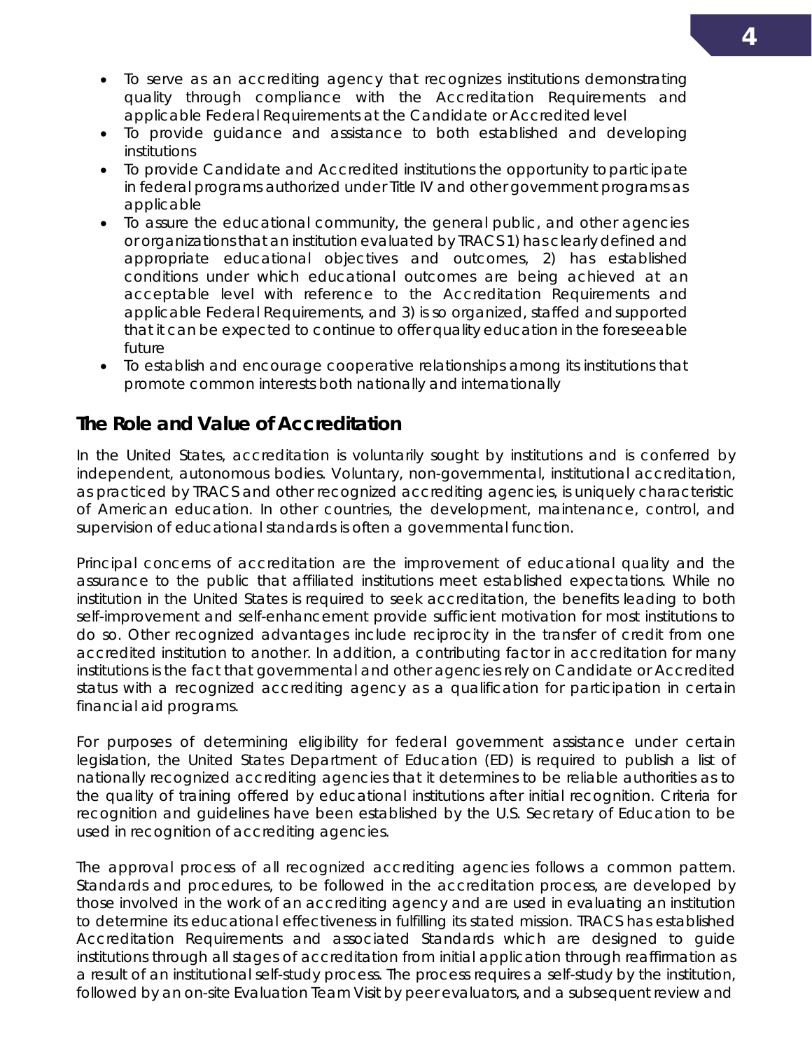- To serve as an accrediting agency that recognizes institutions demonstrating quality through compliance with the Accreditation Requirements and applicable Federal Requirements at the Candidate or Accredited level
- To provide guidance and assistance to both established and developing institutions
- To provide Candidate and Accredited institutions the opportunity to participate in federal programs authorized under Title IV and other government programs as applicable
- To assure the educational community, the general public, and other agencies or organizations that an institution evaluated by TRACS 1) has clearly defined and appropriate educational objectives and outcomes, 2) has established conditions under which educational outcomes are being achieved at an acceptable level with reference to the Accreditation Requirements and applicable Federal Requirements, and 3) is so organized, staffed and supported that it can be expected to continue to offer quality education in the foreseeable future
- To establish and encourage cooperative relationships among its institutions that promote common interests both nationally and internationally

## The Role and Value of Accreditation

In the United States, accreditation is voluntarily sought by institutions and is conferred by independent, autonomous bodies. Voluntary, non-governmental, institutional accreditation, as practiced by TRACS and other recognized accrediting agencies, is uniquely characteristic of American education. In other countries, the development, maintenance, control, and supervision of educational standards is often a governmental function.

Principal concerns of accreditation are the improvement of educational quality and the assurance to the public that affiliated institutions meet established expectations. While no institution in the United States is required to seek accreditation, the benefits leading to both self-improvement and self-enhancement provide sufficient motivation for most institutions to do so. Other recognized advantages include reciprocity in the transfer of credit from one accredited institution to another. In addition, a contributing factor in accreditation for many institutions is the fact that governmental and other agencies rely on Candidate or Accredited status with a recognized accrediting agency as a qualification for participation in certain financial aid programs.

For purposes of determining eligibility for federal government assistance under certain legislation, the United States Department of Education (ED) is required to publish a list of nationally recognized accrediting agencies that it determines to be reliable authorities as to the quality of training offered by educational institutions after initial recognition. Criteria for recognition and guidelines have been established by the U.S. Secretary of Education to be used in recognition of accrediting agencies.

The approval process of all recognized accrediting agencies follows a common pattern. Standards and procedures, to be followed in the accreditation process, are developed by those involved in the work of an accrediting agency and are used in evaluating an institution to determine its educational effectiveness in fulfilling its stated mission. TRACS has established Accreditation Requirements and associated Standards which are designed to guide institutions through all stages of accreditation from initial application through reaffirmation as a result of an institutional self-study process. The process requires a self-study by the institution, followed by an on-site Evaluation Team Visit by peer evaluators, and a subsequent review and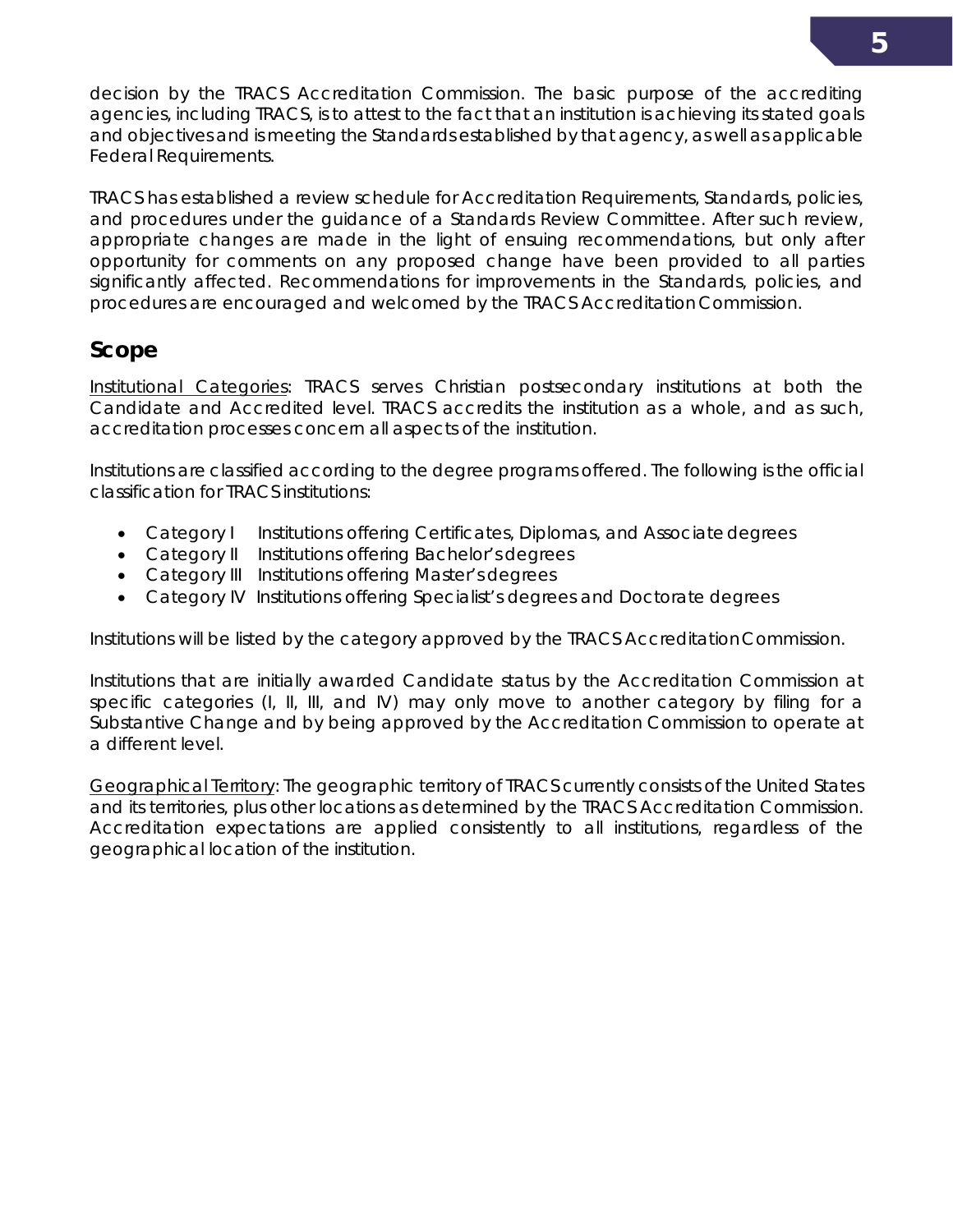decision by the TRACS Accreditation Commission. The basic purpose of the accrediting agencies, including TRACS, is to attest to the fact that an institution is achieving its stated goals and objectives and is meeting the Standards established by that agency, as well as applicable Federal Requirements.

TRACS has established a review schedule for Accreditation Requirements, Standards, policies, and procedures under the guidance of a Standards Review Committee. After such review, appropriate changes are made in the light of ensuing recommendations, but only after opportunity for comments on any proposed change have been provided to all parties significantly affected. Recommendations for improvements in the Standards, policies, and procedures are encouraged and welcomed by the TRACS Accreditation Commission.

## Scope

Institutional Categories: TRACS serves Christian postsecondary institutions at both the Candidate and Accredited level. TRACS accredits the institution as a whole, and as such, accreditation processes concern all aspects of the institution.

Institutions are classified according to the degree programs offered. The following is the official classification for TRACS institutions:

- Category I Institutions offering Certificates, Diplomas, and Associate degrees
- Category II Institutions offering Bachelor's degrees
- Category III Institutions offering Master's degrees
- Category IV Institutions offering Specialist's degrees and Doctorate degrees

Institutions will be listed by the category approved by the TRACS Accreditation Commission.

Institutions that are initially awarded Candidate status by the Accreditation Commission at specific categories (I, II, III, and IV) may only move to another category by filing for a Substantive Change and by being approved by the Accreditation Commission to operate at a different level.

Geographical Territory: The geographic territory of TRACS currently consists of the United States and its territories, plus other locations as determined by the TRACS Accreditation Commission. Accreditation expectations are applied consistently to all institutions, regardless of the geographical location of the institution.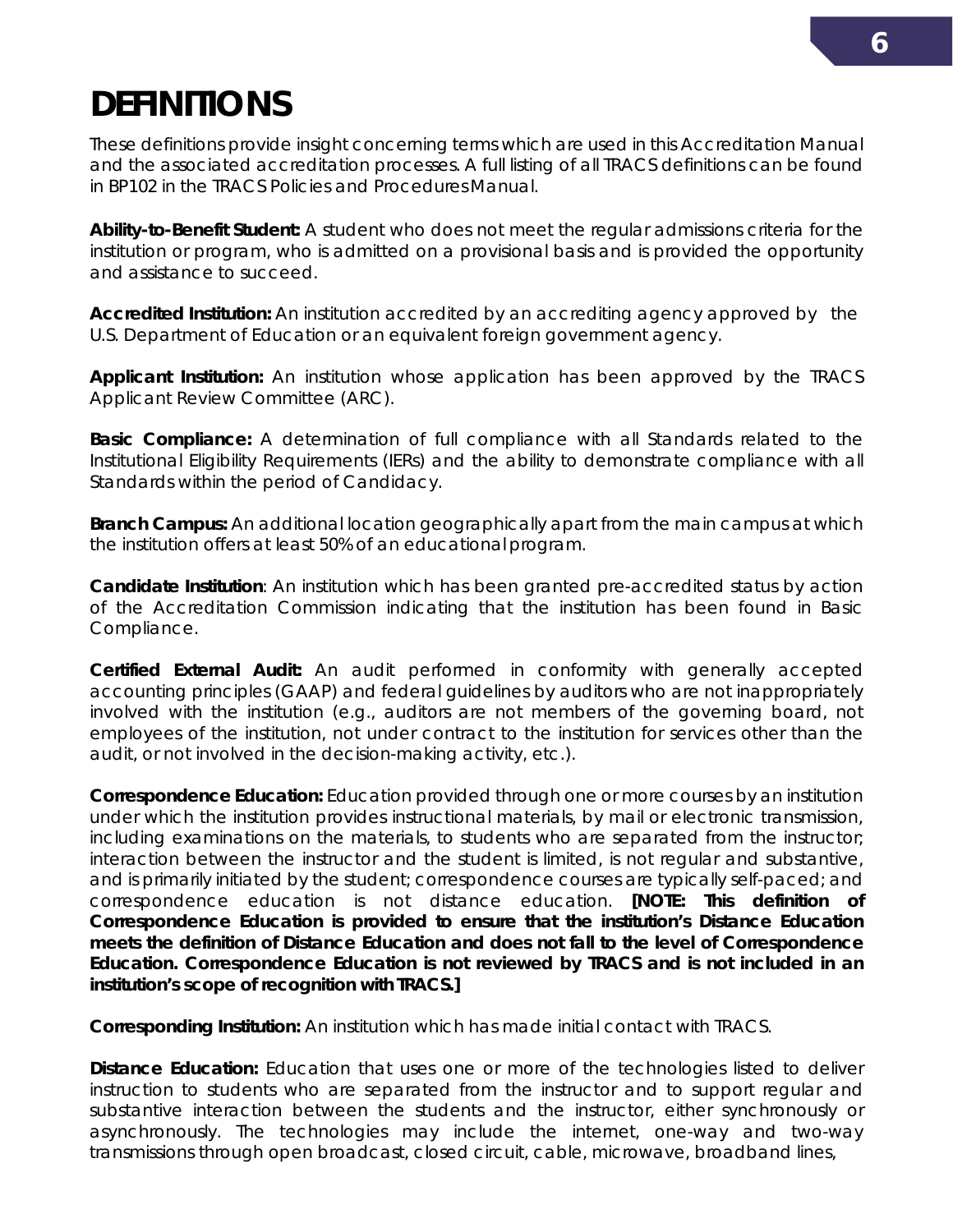# DEFINITIONS

These definitions provide insight concerning terms which are used in this Accreditation Manual and the associated accreditation processes. A full listing of all TRACS definitions can be found in BP102 in the TRACS Policies and Procedures Manual.

**Ability-to-Benefit Student:** A student who does not meet the regular admissions criteria for the institution or program, who is admitted on a provisional basis and is provided the opportunity and assistance to succeed.

**Accredited Institution:** An institution accredited by an accrediting agency approved by the U.S. Department of Education or an equivalent foreign government agency.

**Applicant Institution:** An institution whose application has been approved by the TRACS Applicant Review Committee (ARC).

**Basic Compliance:** A determination of full compliance with all Standards related to the Institutional Eligibility Requirements (IERs) and the ability to demonstrate compliance with all Standards within the period of Candidacy.

**Branch Campus:** An additional location geographically apart from the main campus at which the institution offers at least 50% of an educational program.

**Candidate Institution**: An institution which has been granted pre-accredited status by action of the Accreditation Commission indicating that the institution has been found in Basic Compliance.

**Certified External Audit:** An audit performed in conformity with generally accepted accounting principles (GAAP) and federal guidelines by auditors who are not inappropriately involved with the institution (e.g., auditors are not members of the governing board, not employees of the institution, not under contract to the institution for services other than the audit, or not involved in the decision-making activity, etc.).

**Correspondence Education:** Education provided through one or more courses by an institution under which the institution provides instructional materials, by mail or electronic transmission, including examinations on the materials, to students who are separated from the instructor; interaction between the instructor and the student is limited, is not regular and substantive, and is primarily initiated by the student; correspondence courses are typically self-paced; and correspondence education is not distance education. **[NOTE: This definition of Correspondence Education is provided to ensure that the institution's Distance Education meets the definition of Distance Education and does not fall to the level of Correspondence Education. Correspondence Education is not reviewed by TRACS and is not included in an institution's scope of recognition with TRACS.]**

**Corresponding Institution:** An institution which has made initial contact with TRACS.

**Distance Education:** Education that uses one or more of the technologies listed to deliver instruction to students who are separated from the instructor and to support regular and substantive interaction between the students and the instructor, either synchronously or asynchronously. The technologies may include the internet, one-way and two-way transmissions through open broadcast, closed circuit, cable, microwave, broadband lines,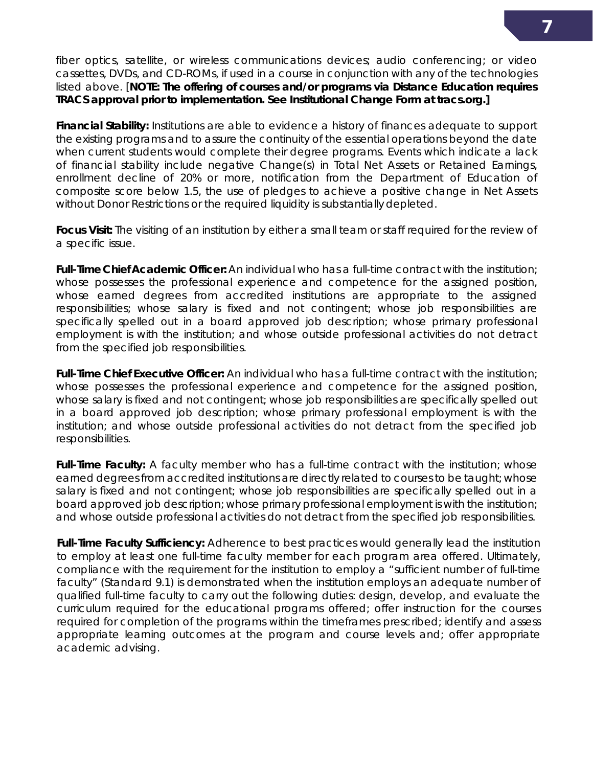fiber optics, satellite, or wireless communications devices; audio conferencing; or video cassettes, DVDs, and CD-ROMs, if used in a course in conjunction with any of the technologies listed above. [**NOTE: The offering of courses and/or programs via Distance Education requires TRACS approval prior to implementation. See Institutional Change Form at tracs.org.]**

**Financial Stability:** Institutions are able to evidence a history of finances adequate to support the existing programs and to assure the continuity of the essential operations beyond the date when current students would complete their degree programs. Events which indicate a lack of financial stability include negative Change(s) in Total Net Assets or Retained Earnings, enrollment decline of 20% or more, notification from the Department of Education of composite score below 1.5, the use of pledges to achieve a positive change in Net Assets without Donor Restrictions or the required liquidity is substantially depleted.

**Focus Visit:** The visiting of an institution by either a small team or staff required for the review of a specific issue.

**Full-Time Chief Academic Officer:** An individual who has a full-time contract with the institution; whose possesses the professional experience and competence for the assigned position, whose earned degrees from accredited institutions are appropriate to the assigned responsibilities; whose salary is fixed and not contingent; whose job responsibilities are specifically spelled out in a board approved job description; whose primary professional employment is with the institution; and whose outside professional activities do not detract from the specified job responsibilities.

**Full-Time Chief Executive Officer:** An individual who has a full-time contract with the institution; whose possesses the professional experience and competence for the assigned position, whose salary is fixed and not contingent; whose job responsibilities are specifically spelled out in a board approved job description; whose primary professional employment is with the institution; and whose outside professional activities do not detract from the specified job responsibilities.

**Full-Time Faculty:** A faculty member who has a full-time contract with the institution; whose earned degrees from accredited institutions are directly related to courses to be taught; whose salary is fixed and not contingent; whose job responsibilities are specifically spelled out in a board approved job description; whose primary professional employment is with the institution; and whose outside professional activities do not detract from the specified job responsibilities.

**Full-Time Faculty Sufficiency:** Adherence to best practices would generally lead the institution to employ at least one full-time faculty member for each program area offered. Ultimately, compliance with the requirement for the institution to employ a "sufficient number of full-time faculty" (Standard 9.1) is demonstrated when the institution employs an adequate number of qualified full-time faculty to carry out the following duties: design, develop, and evaluate the curriculum required for the educational programs offered; offer instruction for the courses required for completion of the programs within the timeframes prescribed; identify and assess appropriate learning outcomes at the program and course levels and; offer appropriate academic advising.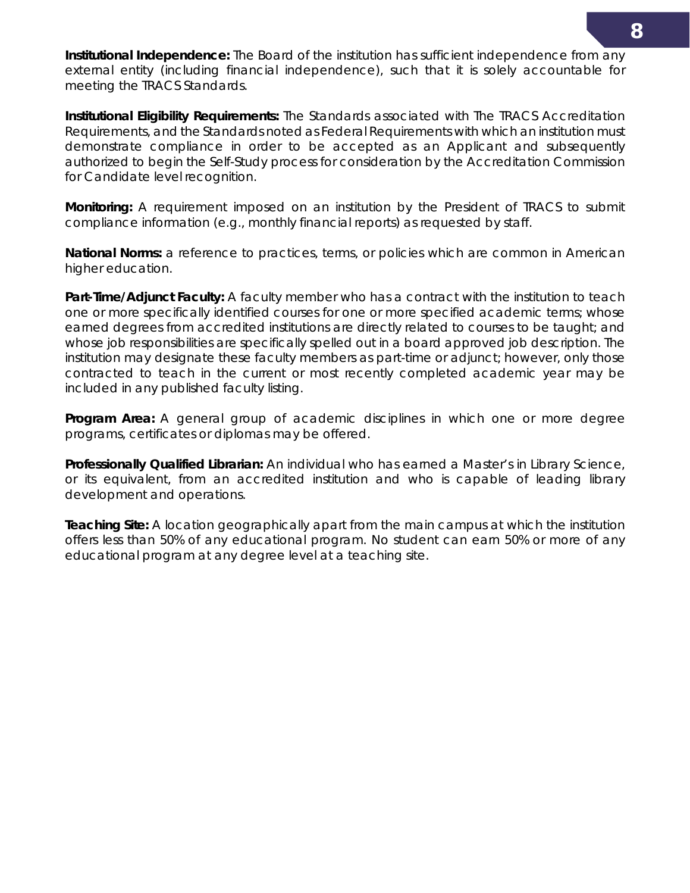**Institutional Independence:** The Board of the institution has sufficient independence from any external entity (including financial independence), such that it is solely accountable for meeting the TRACS Standards.

**Institutional Eligibility Requirements:** The Standards associated with The TRACS Accreditation Requirements, and the Standards noted as Federal Requirements with which an institution must demonstrate compliance in order to be accepted as an Applicant and subsequently authorized to begin the Self-Study process for consideration by the Accreditation Commission for Candidate level recognition.

**Monitoring:** A requirement imposed on an institution by the President of TRACS to submit compliance information (e.g., monthly financial reports) as requested by staff.

**National Norms:** a reference to practices, terms, or policies which are common in American higher education.

**Part-Time/Adjunct Faculty:** A faculty member who has a contract with the institution to teach one or more specifically identified courses for one or more specified academic terms; whose earned degrees from accredited institutions are directly related to courses to be taught; and whose job responsibilities are specifically spelled out in a board approved job description. The institution may designate these faculty members as part-time or adjunct; however, only those contracted to teach in the current or most recently completed academic year may be included in any published faculty listing.

**Program Area:** A general group of academic disciplines in which one or more degree programs, certificates or diplomas may be offered.

**Professionally Qualified Librarian:** An individual who has earned a Master's in Library Science, or its equivalent, from an accredited institution and who is capable of leading library development and operations.

**Teaching Site:** A location geographically apart from the main campus at which the institution offers less than 50% of any educational program. No student can earn 50% or more of any educational program at any degree level at a teaching site.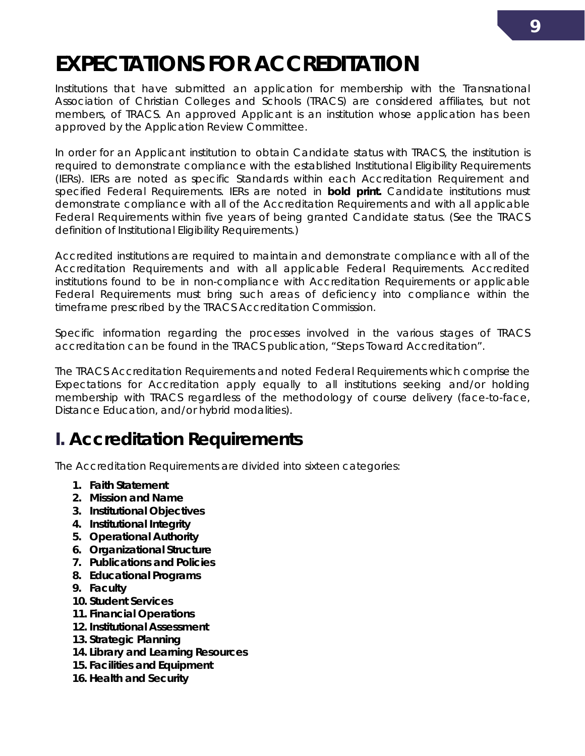# EXPECTATIONS FOR ACCREDITATION

Institutions that have submitted an application for membership with the Transnational Association of Christian Colleges and Schools (TRACS) are considered affiliates, but not members, of TRACS. An approved Applicant is an institution whose application has been approved by the Application Review Committee.

In order for an Applicant institution to obtain Candidate status with TRACS, the institution is required to demonstrate compliance with the established Institutional Eligibility Requirements (IERs). IERs are noted as specific Standards within each Accreditation Requirement and specified Federal Requirements. IERs are noted in **bold print.** Candidate institutions must demonstrate compliance with all of the Accreditation Requirements and with all applicable Federal Requirements within five years of being granted Candidate status. (See the TRACS definition of Institutional Eligibility Requirements.)

Accredited institutions are required to maintain and demonstrate compliance with all of the Accreditation Requirements and with all applicable Federal Requirements. Accredited institutions found to be in non-compliance with Accreditation Requirements or applicable Federal Requirements must bring such areas of deficiency into compliance within the timeframe prescribed by the TRACS Accreditation Commission.

Specific information regarding the processes involved in the various stages of TRACS accreditation can be found in the TRACS publication, "Steps Toward Accreditation".

The TRACS Accreditation Requirements and noted Federal Requirements which comprise the Expectations for Accreditation apply equally to all institutions seeking and/or holding membership with TRACS regardless of the methodology of course delivery (face-to-face, Distance Education, and/or hybrid modalities).

## I. Accreditation Requirements

The Accreditation Requirements are divided into sixteen categories:

1. **Faith Statement**
2. **Mission and Name**
3. **Institutional Objectives**
4. **Institutional Integrity**
5. **Operational Authority**
6. **Organizational Structure**
7. **Publications and Policies**
8. **Educational Programs**
9. **Faculty**
10. **Student Services**
11. **Financial Operations**
12. **Institutional Assessment**
13. **Strategic Planning**
14. **Library and Learning Resources**
15. **Facilities and Equipment**
16. **Health and Security**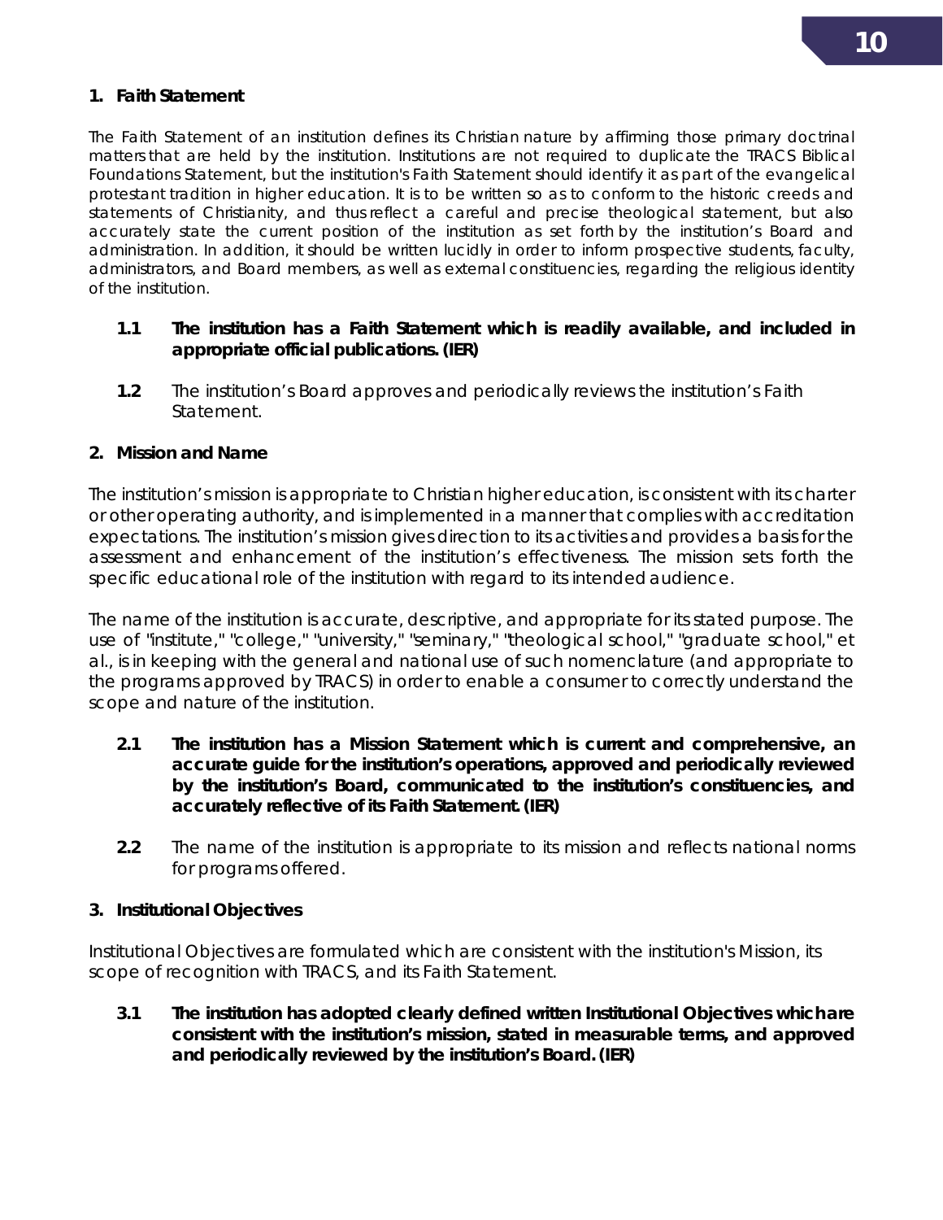### 1. Faith Statement

The Faith Statement of an institution defines its Christian nature by affirming those primary doctrinal matters that are held by the institution. Institutions are not required to duplicate the TRACS Biblical Foundations Statement, but the institution's Faith Statement should identify it as part of the evangelical protestant tradition in higher education. It is to be written so as to conform to the historic creeds and statements of Christianity, and thus reflect a careful and precise theological statement, but also accurately state the current position of the institution as set forth by the institution's Board and administration. In addition, it should be written lucidly in order to inform prospective students, faculty, administrators, and Board members, as well as external constituencies, regarding the religious identity of the institution.

**1.1 The institution has a Faith Statement which is readily available, and included in appropriate official publications. (IER)**

**1.2** The institution's Board approves and periodically reviews the institution's Faith Statement.

### 2. Mission and Name

The institution's mission is appropriate to Christian higher education, is consistent with its charter or other operating authority, and is implemented in a manner that complies with accreditation expectations. The institution's mission gives direction to its activities and provides a basis for the assessment and enhancement of the institution's effectiveness. The mission sets forth the specific educational role of the institution with regard to its intended audience.

The name of the institution is accurate, descriptive, and appropriate for its stated purpose. The use of "institute," "college," "university," "seminary," "theological school," "graduate school," et al., is in keeping with the general and national use of such nomenclature (and appropriate to the programs approved by TRACS) in order to enable a consumer to correctly understand the scope and nature of the institution.

**2.1 The institution has a Mission Statement which is current and comprehensive, an accurate guide for the institution's operations, approved and periodically reviewed by the institution's Board, communicated to the institution's constituencies, and accurately reflective of its Faith Statement. (IER)**

**2.2** The name of the institution is appropriate to its mission and reflects national norms for programs offered.

### 3. Institutional Objectives

Institutional Objectives are formulated which are consistent with the institution's Mission, its scope of recognition with TRACS, and its Faith Statement.

**3.1 The institution has adopted clearly defined written Institutional Objectives whichare consistent with the institution's mission, stated in measurable terms, and approved and periodically reviewed by the institution's Board. (IER)**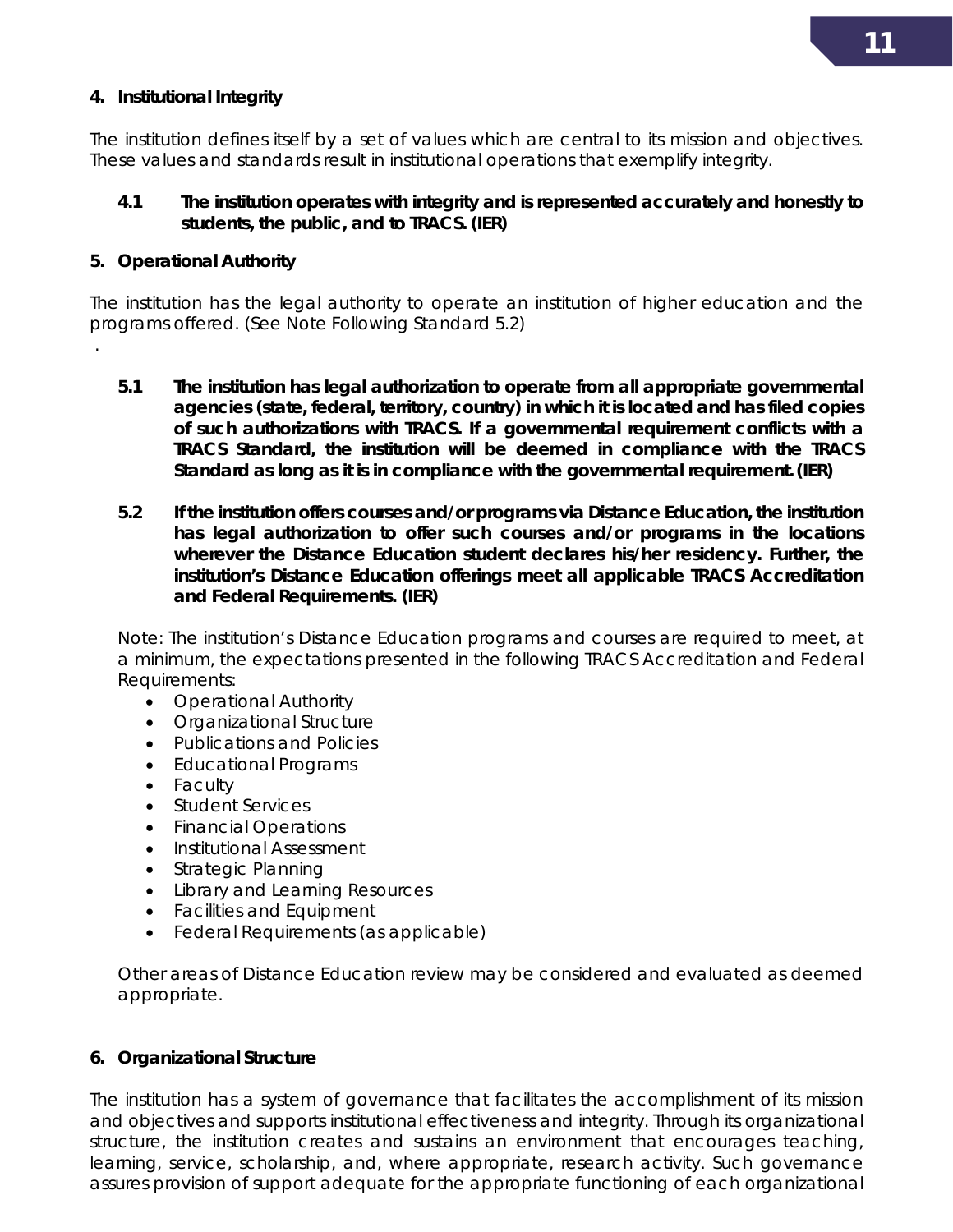**4. Institutional Integrity**

The institution defines itself by a set of values which are central to its mission and objectives. These values and standards result in institutional operations that exemplify integrity.

**4.1 The institution operates with integrity and is represented accurately and honestly to students, the public, and to TRACS. (IER)**

**5. Operational Authority**

The institution has the legal authority to operate an institution of higher education and the programs offered. (See Note Following Standard 5.2)

.

**5.1 The institution has legal authorization to operate from all appropriate governmental agencies (state, federal, territory, country) in which it is located and has filed copies of such authorizations with TRACS. If a governmental requirement conflicts with a TRACS Standard, the institution will be deemed in compliance with the TRACS Standard as long as it is in compliance with the governmental requirement. (IER)**

**5.2 If the institution offers courses and/or programs via Distance Education, the institution has legal authorization to offer such courses and/or programs in the locations wherever the Distance Education student declares his/her residency. Further, the institution's Distance Education offerings meet all applicable TRACS Accreditation and Federal Requirements. (IER)**

Note: The institution's Distance Education programs and courses are required to meet, at a minimum, the expectations presented in the following TRACS Accreditation and Federal Requirements:

- Operational Authority
- Organizational Structure
- Publications and Policies
- Educational Programs
- Faculty
- Student Services
- Financial Operations
- Institutional Assessment
- Strategic Planning
- Library and Learning Resources
- Facilities and Equipment
- Federal Requirements (as applicable)

Other areas of Distance Education review may be considered and evaluated as deemed appropriate.

**6. Organizational Structure**

The institution has a system of governance that facilitates the accomplishment of its mission and objectives and supports institutional effectiveness and integrity. Through its organizational structure, the institution creates and sustains an environment that encourages teaching, learning, service, scholarship, and, where appropriate, research activity. Such governance assures provision of support adequate for the appropriate functioning of each organizational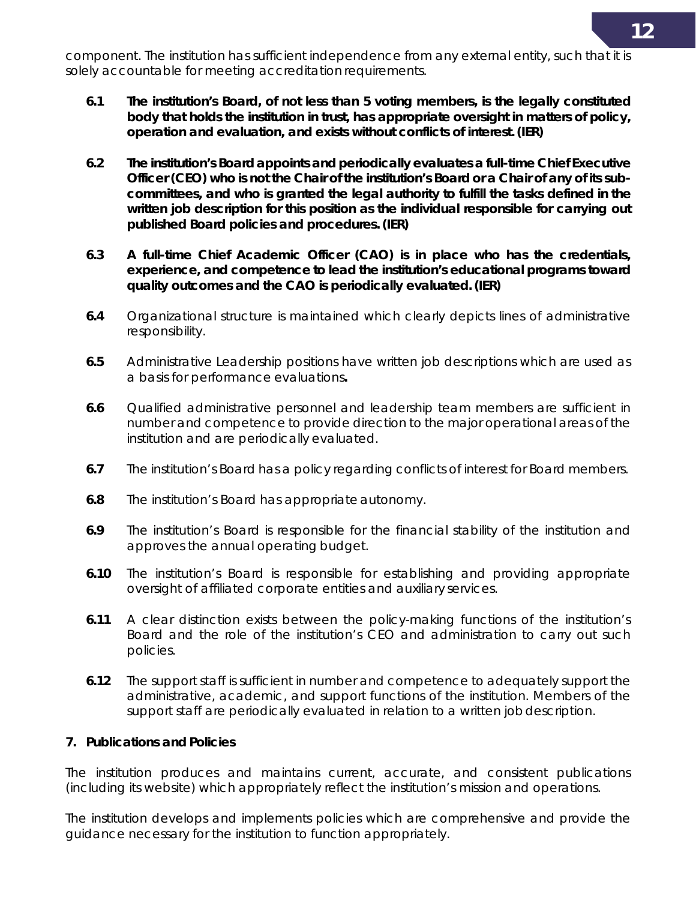component. The institution has sufficient independence from any external entity, such that it is solely accountable for meeting accreditation requirements.

**6.1** **The institution's Board, of not less than 5 voting members, is the legally constituted body that holds the institution in trust, has appropriate oversight in matters of policy, operation and evaluation, and exists without conflicts of interest. (IER)**

**6.2** **The institution's Board appoints and periodically evaluates a full-time Chief Executive Officer (CEO) who is not the Chair of the institution's Board or a Chair of any of its sub-committees, and who is granted the legal authority to fulfill the tasks defined in the written job description for this position as the individual responsible for carrying out published Board policies and procedures. (IER)**

**6.3** **A full-time Chief Academic Officer (CAO) is in place who has the credentials, experience, and competence to lead the institution's educational programs toward quality outcomes and the CAO is periodically evaluated. (IER)**

**6.4** Organizational structure is maintained which clearly depicts lines of administrative responsibility.

**6.5** Administrative Leadership positions have written job descriptions which are used as a basis for performance evaluations**.**

**6.6** Qualified administrative personnel and leadership team members are sufficient in number and competence to provide direction to the major operational areas of the institution and are periodically evaluated.

**6.7** The institution's Board has a policy regarding conflicts of interest for Board members.

**6.8** The institution's Board has appropriate autonomy.

**6.9** The institution's Board is responsible for the financial stability of the institution and approves the annual operating budget.

**6.10** The institution's Board is responsible for establishing and providing appropriate oversight of affiliated corporate entities and auxiliary services.

**6.11** A clear distinction exists between the policy-making functions of the institution's Board and the role of the institution's CEO and administration to carry out such policies.

**6.12** The support staff is sufficient in number and competence to adequately support the administrative, academic, and support functions of the institution. Members of the support staff are periodically evaluated in relation to a written job description.

## 7. Publications and Policies

The institution produces and maintains current, accurate, and consistent publications (including its website) which appropriately reflect the institution's mission and operations.

The institution develops and implements policies which are comprehensive and provide the guidance necessary for the institution to function appropriately.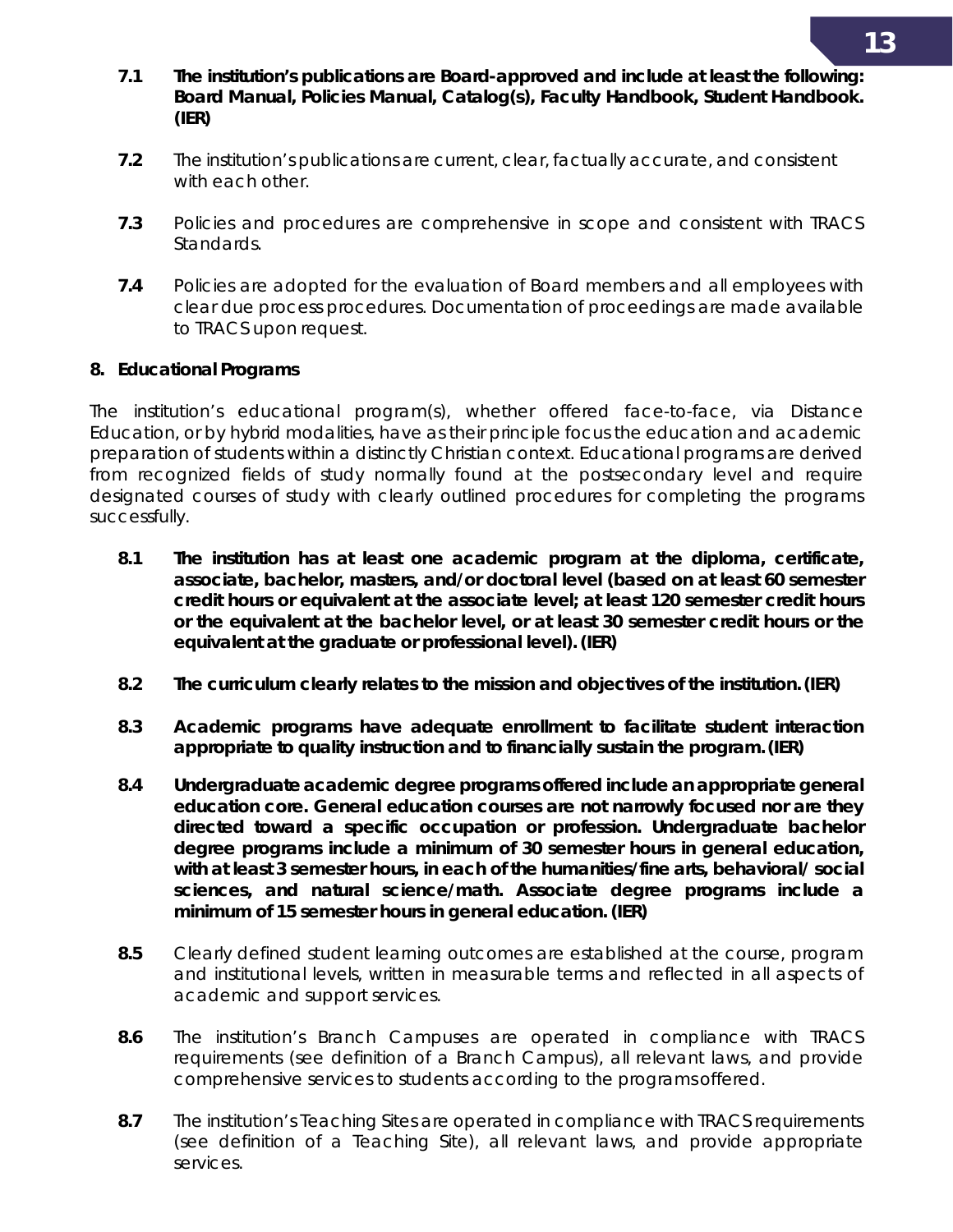**7.1** **The institution's publications are Board-approved and include at least the following: Board Manual, Policies Manual, Catalog(s), Faculty Handbook, Student Handbook. (IER)**

**7.2** The institution's publications are current, clear, factually accurate, and consistent with each other.

**7.3** Policies and procedures are comprehensive in scope and consistent with TRACS Standards.

**7.4** Policies are adopted for the evaluation of Board members and all employees with clear due process procedures. Documentation of proceedings are made available to TRACS upon request.

**8. Educational Programs**

The institution's educational program(s), whether offered face-to-face, via Distance Education, or by hybrid modalities, have as their principle focus the education and academic preparation of students within a distinctly Christian context. Educational programs are derived from recognized fields of study normally found at the postsecondary level and require designated courses of study with clearly outlined procedures for completing the programs successfully.

**8.1** **The institution has at least one academic program at the diploma, certificate, associate, bachelor, masters, and/or doctoral level (based on at least 60 semester credit hours or equivalent at the associate level; at least 120 semester credit hours or the equivalent at the bachelor level, or at least 30 semester credit hours or the equivalent at the graduate or professional level). (IER)**

**8.2** **The curriculum clearly relates to the mission and objectives of the institution. (IER)**

**8.3** **Academic programs have adequate enrollment to facilitate student interaction appropriate to quality instruction and to financially sustain the program. (IER)**

**8.4** **Undergraduate academic degree programs offered include an appropriate general education core. General education courses are not narrowly focused nor are they directed toward a specific occupation or profession. Undergraduate bachelor degree programs include a minimum of 30 semester hours in general education, with at least 3 semester hours, in each of the humanities/fine arts, behavioral/ social sciences, and natural science/math. Associate degree programs include a minimum of 15 semester hours in general education. (IER)**

**8.5** Clearly defined student learning outcomes are established at the course, program and institutional levels, written in measurable terms and reflected in all aspects of academic and support services.

**8.6** The institution's Branch Campuses are operated in compliance with TRACS requirements (see definition of a Branch Campus), all relevant laws, and provide comprehensive services to students according to the programs offered.

**8.7** The institution's Teaching Sites are operated in compliance with TRACS requirements (see definition of a Teaching Site), all relevant laws, and provide appropriate services.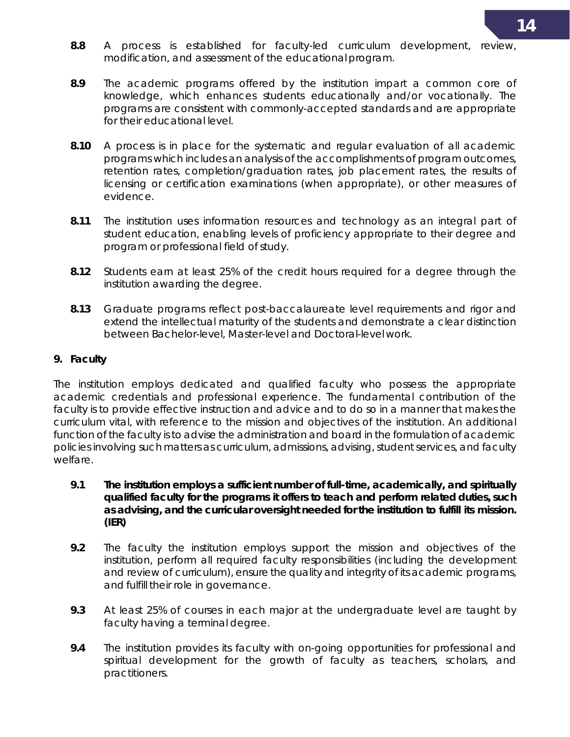**8.8** A process is established for faculty-led curriculum development, review, modification, and assessment of the educational program.

**8.9** The academic programs offered by the institution impart a common core of knowledge, which enhances students educationally and/or vocationally. The programs are consistent with commonly-accepted standards and are appropriate for their educational level.

**8.10** A process is in place for the systematic and regular evaluation of all academic programs which includes an analysis of the accomplishments of program outcomes, retention rates, completion/graduation rates, job placement rates, the results of licensing or certification examinations (when appropriate), or other measures of evidence.

**8.11** The institution uses information resources and technology as an integral part of student education, enabling levels of proficiency appropriate to their degree and program or professional field of study.

**8.12** Students earn at least 25% of the credit hours required for a degree through the institution awarding the degree.

**8.13** Graduate programs reflect post-baccalaureate level requirements and rigor and extend the intellectual maturity of the students and demonstrate a clear distinction between Bachelor-level, Master-level and Doctoral-level work.

## 9. Faculty

The institution employs dedicated and qualified faculty who possess the appropriate academic credentials and professional experience. The fundamental contribution of the faculty is to provide effective instruction and advice and to do so in a manner that makes the curriculum vital, with reference to the mission and objectives of the institution. An additional function of the faculty is to advise the administration and board in the formulation of academic policies involving such matters as curriculum, admissions, advising, student services, and faculty welfare.

**9.1** **The institution employs a sufficient number of full-time, academically, and spiritually qualified faculty for the programs it offers to teach and perform related duties, such as advising, and the curricular oversight needed for the institution to fulfill its mission. (IER)**

**9.2** The faculty the institution employs support the mission and objectives of the institution, perform all required faculty responsibilities (including the development and review of curriculum), ensure the quality and integrity of its academic programs, and fulfill their role in governance.

**9.3** At least 25% of courses in each major at the undergraduate level are taught by faculty having a terminal degree.

**9.4** The institution provides its faculty with on-going opportunities for professional and spiritual development for the growth of faculty as teachers, scholars, and practitioners.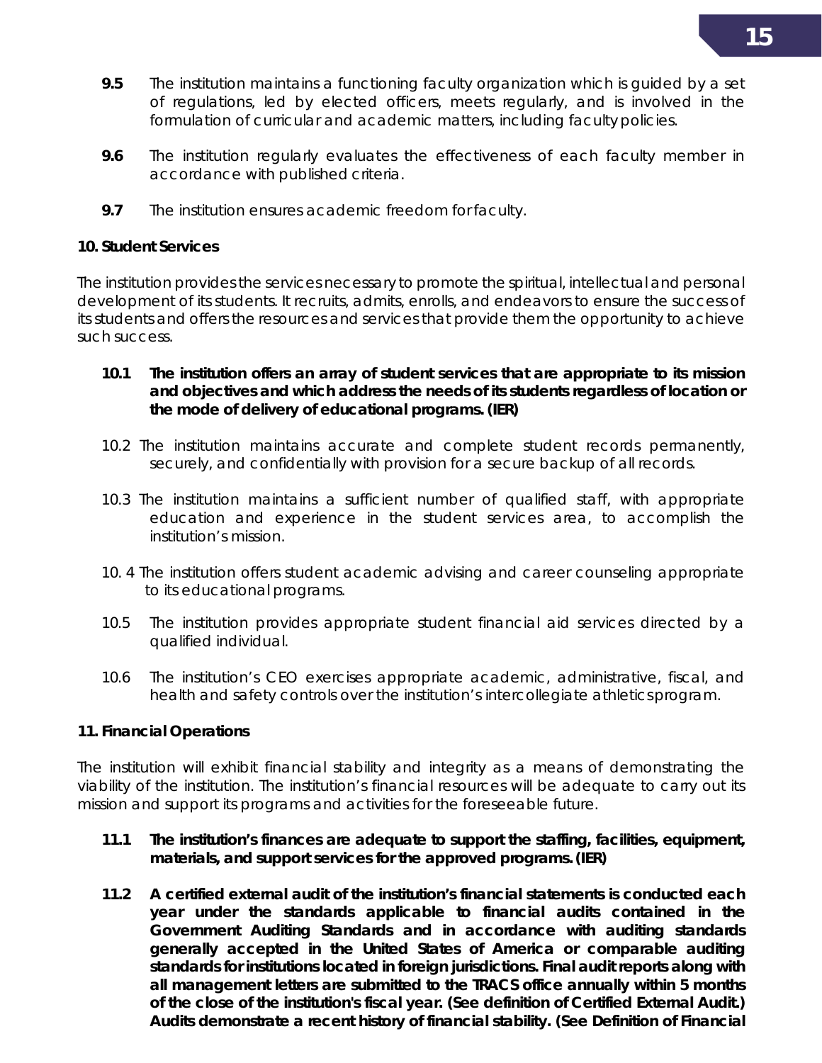**9.5** The institution maintains a functioning faculty organization which is guided by a set of regulations, led by elected officers, meets regularly, and is involved in the formulation of curricular and academic matters, including faculty policies.

**9.6** The institution regularly evaluates the effectiveness of each faculty member in accordance with published criteria.

**9.7** The institution ensures academic freedom for faculty.

**10. Student Services**

The institution provides the services necessary to promote the spiritual, intellectual and personal development of its students. It recruits, admits, enrolls, and endeavors to ensure the success of its students and offers the resources and services that provide them the opportunity to achieve such success.

**10.1 The institution offers an array of student services that are appropriate to its mission and objectives and which address the needs of its students regardless of location or the mode of delivery of educational programs. (IER)**

10.2 The institution maintains accurate and complete student records permanently, securely, and confidentially with provision for a secure backup of all records.

10.3 The institution maintains a sufficient number of qualified staff, with appropriate education and experience in the student services area, to accomplish the institution's mission.

10. 4 The institution offers student academic advising and career counseling appropriate to its educational programs.

10.5 The institution provides appropriate student financial aid services directed by a qualified individual.

10.6 The institution's CEO exercises appropriate academic, administrative, fiscal, and health and safety controls over the institution's intercollegiate athletics program.

**11. Financial Operations**

The institution will exhibit financial stability and integrity as a means of demonstrating the viability of the institution. The institution's financial resources will be adequate to carry out its mission and support its programs and activities for the foreseeable future.

**11.1 The institution's finances are adequate to support the staffing, facilities, equipment, materials, and support services for the approved programs. (IER)**

**11.2 A certified external audit of the institution's financial statements is conducted each year under the standards applicable to financial audits contained in the Government Auditing Standards and in accordance with auditing standards generally accepted in the United States of America or comparable auditing standards for institutions located in foreign jurisdictions. Final audit reports along with all management letters are submitted to the TRACS office annually within 5 months of the close of the institution's fiscal year. (See definition of Certified External Audit.) Audits demonstrate a recent history of financial stability. (See Definition of Financial**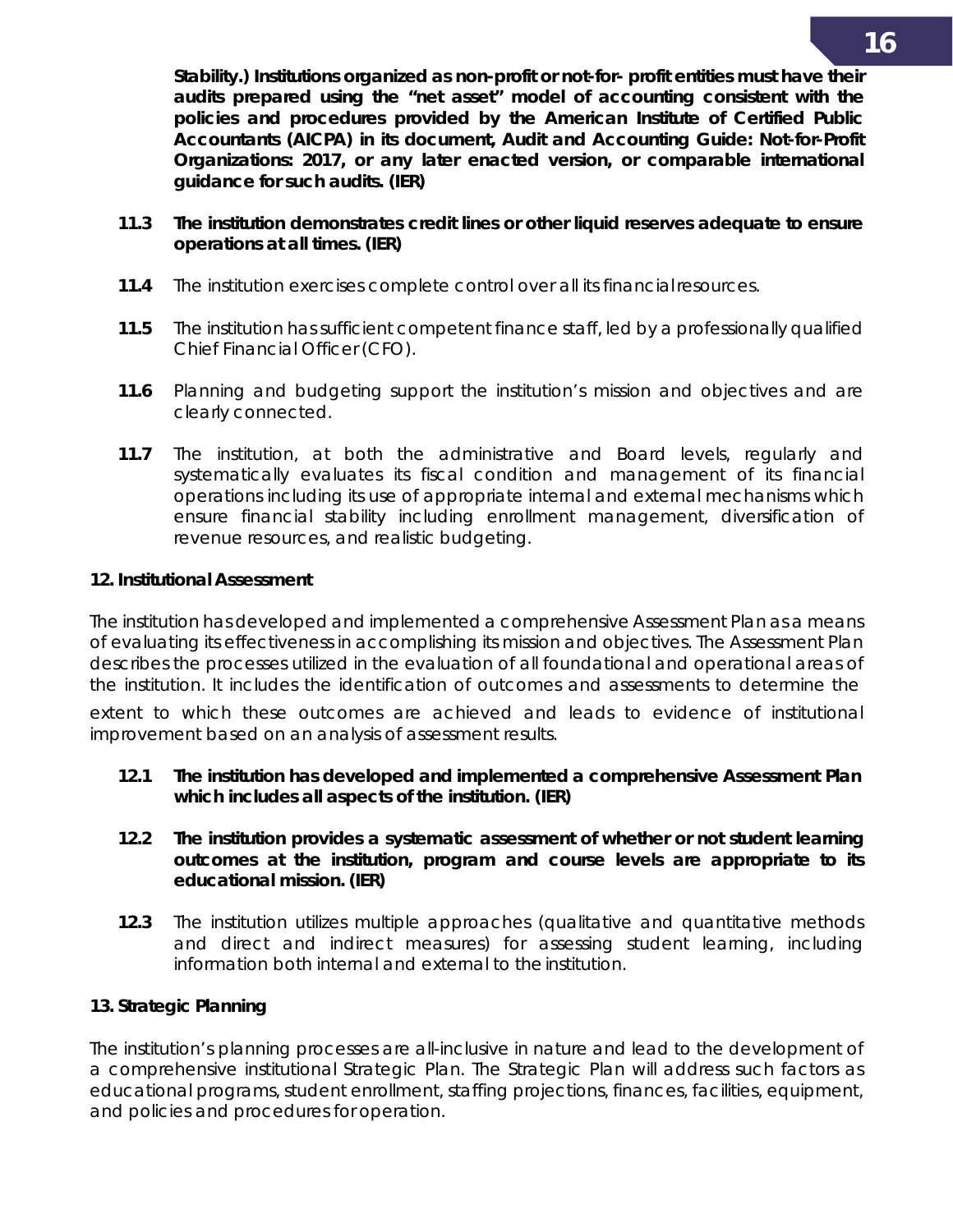**Stability.) Institutions organized as non-profit or not-for- profit entities must have their audits prepared using the "net asset" model of accounting consistent with the policies and procedures provided by the American Institute of Certified Public Accountants (AICPA) in its document, Audit and Accounting Guide: Not-for-Profit Organizations: 2017, or any later enacted version, or comparable international guidance for such audits. (IER)**

**11.3** **The institution demonstrates credit lines or other liquid reserves adequate to ensure operations at all times. (IER)**

**11.4** The institution exercises complete control over all its financial resources.

**11.5** The institution has sufficient competent finance staff, led by a professionally qualified Chief Financial Officer (CFO).

**11.6** Planning and budgeting support the institution's mission and objectives and are clearly connected.

**11.7** The institution, at both the administrative and Board levels, regularly and systematically evaluates its fiscal condition and management of its financial operations including its use of appropriate internal and external mechanisms which ensure financial stability including enrollment management, diversification of revenue resources, and realistic budgeting.

### 12. Institutional Assessment

The institution has developed and implemented a comprehensive Assessment Plan as a means of evaluating its effectiveness in accomplishing its mission and objectives. The Assessment Plan describes the processes utilized in the evaluation of all foundational and operational areas of the institution. It includes the identification of outcomes and assessments to determine the extent to which these outcomes are achieved and leads to evidence of institutional improvement based on an analysis of assessment results.

**12.1** **The institution has developed and implemented a comprehensive Assessment Plan which includes all aspects of the institution. (IER)**

**12.2** **The institution provides a systematic assessment of whether or not student learning outcomes at the institution, program and course levels are appropriate to its educational mission. (IER)**

**12.3** The institution utilizes multiple approaches (qualitative and quantitative methods and direct and indirect measures) for assessing student learning, including information both internal and external to the institution.

### 13. Strategic Planning

The institution's planning processes are all-inclusive in nature and lead to the development of a comprehensive institutional Strategic Plan. The Strategic Plan will address such factors as educational programs, student enrollment, staffing projections, finances, facilities, equipment, and policies and procedures for operation.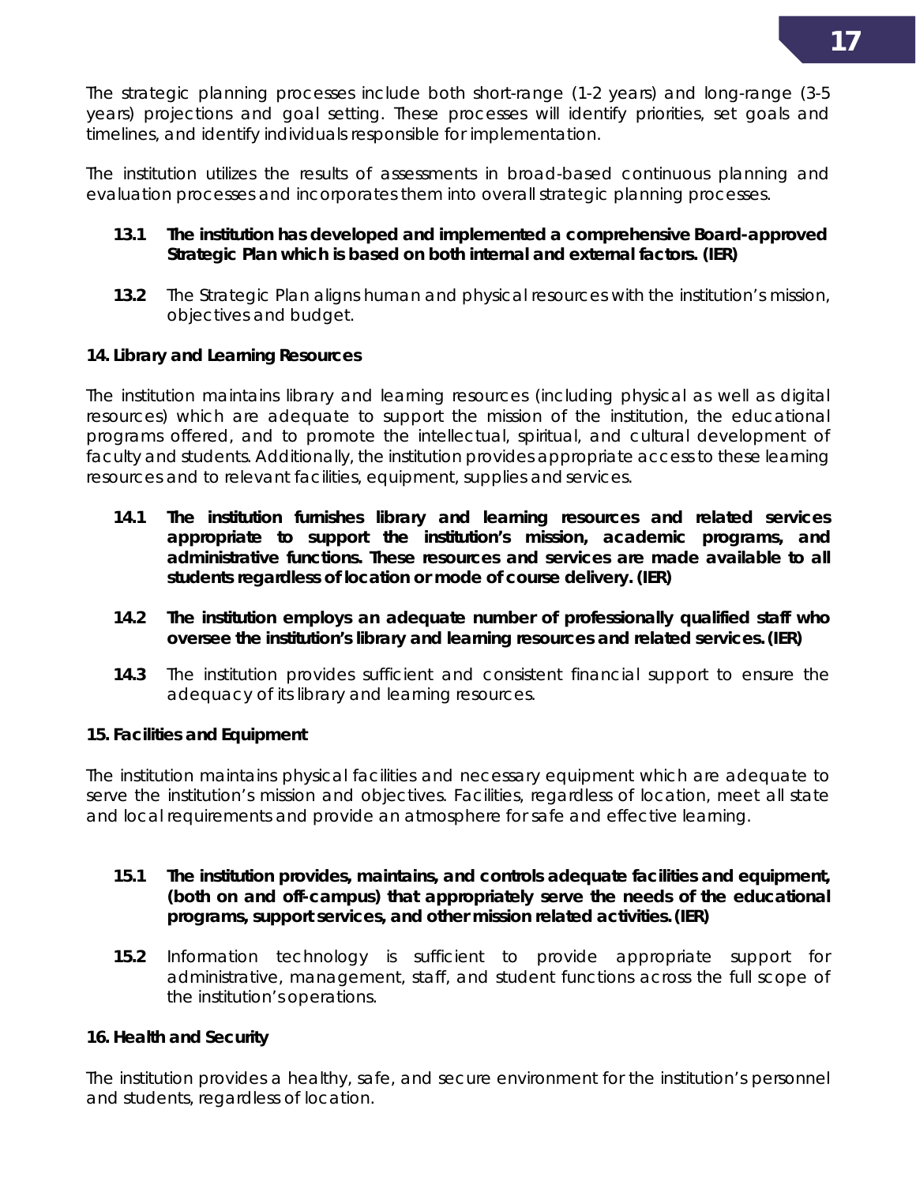The strategic planning processes include both short-range (1-2 years) and long-range (3-5 years) projections and goal setting. These processes will identify priorities, set goals and timelines, and identify individuals responsible for implementation.

The institution utilizes the results of assessments in broad-based continuous planning and evaluation processes and incorporates them into overall strategic planning processes.

**13.1 The institution has developed and implemented a comprehensive Board-approved Strategic Plan which is based on both internal and external factors. (IER)**

**13.2** The Strategic Plan aligns human and physical resources with the institution's mission, objectives and budget.

**14. Library and Learning Resources**

The institution maintains library and learning resources (including physical as well as digital resources) which are adequate to support the mission of the institution, the educational programs offered, and to promote the intellectual, spiritual, and cultural development of faculty and students. Additionally, the institution provides appropriate access to these learning resources and to relevant facilities, equipment, supplies and services.

**14.1 The institution furnishes library and learning resources and related services appropriate to support the institution's mission, academic programs, and administrative functions. These resources and services are made available to all students regardless of location or mode of course delivery. (IER)**

**14.2 The institution employs an adequate number of professionally qualified staff who oversee the institution's library and learning resources and related services. (IER)**

**14.3** The institution provides sufficient and consistent financial support to ensure the adequacy of its library and learning resources.

**15. Facilities and Equipment**

The institution maintains physical facilities and necessary equipment which are adequate to serve the institution's mission and objectives. Facilities, regardless of location, meet all state and local requirements and provide an atmosphere for safe and effective learning.

**15.1 The institution provides, maintains, and controls adequate facilities and equipment, (both on and off-campus) that appropriately serve the needs of the educational programs, support services, and other mission related activities. (IER)**

**15.2** Information technology is sufficient to provide appropriate support for administrative, management, staff, and student functions across the full scope of the institution's operations.

**16. Health and Security**

The institution provides a healthy, safe, and secure environment for the institution's personnel and students, regardless of location.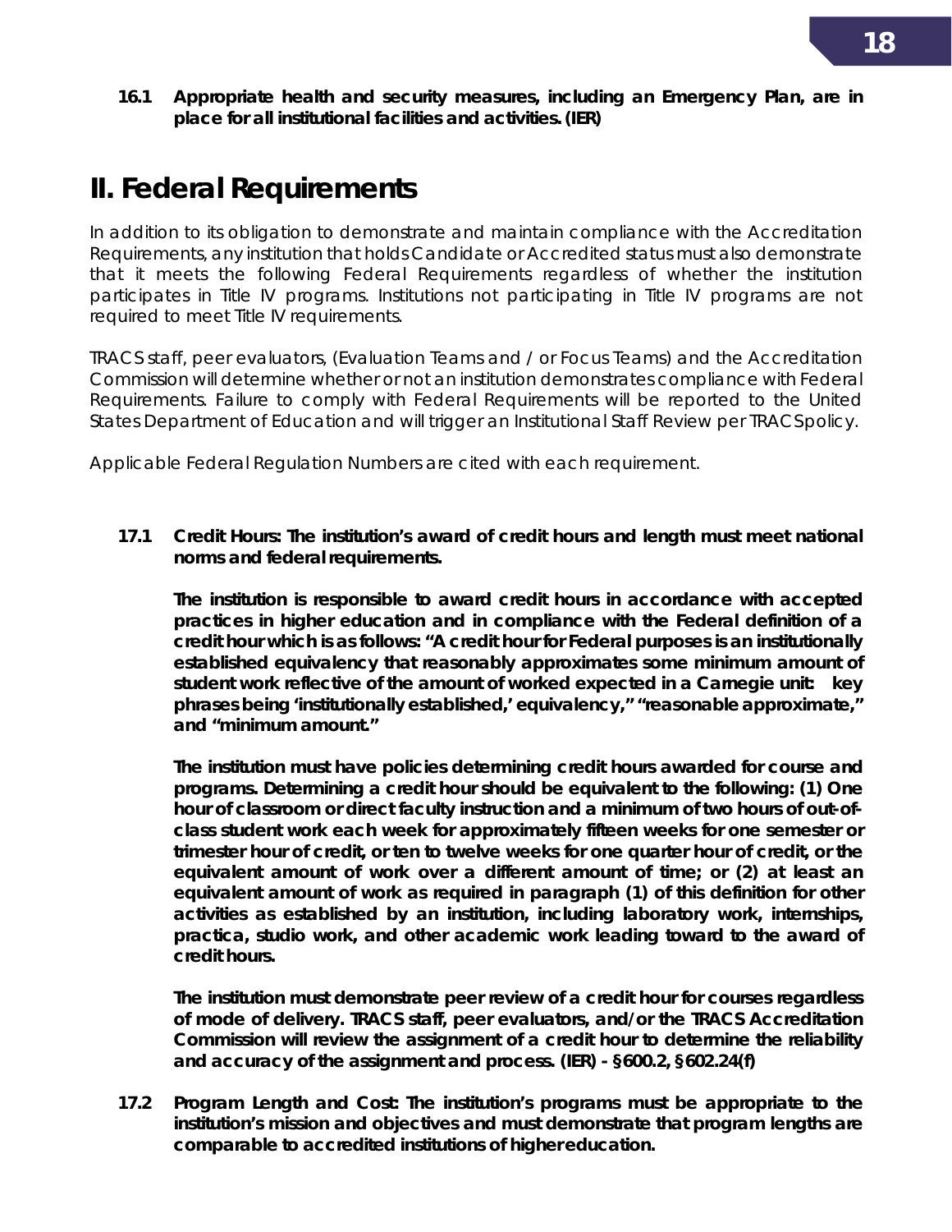**16.1 Appropriate health and security measures, including an Emergency Plan, are in place for all institutional facilities and activities. (IER)**

# II. Federal Requirements

In addition to its obligation to demonstrate and maintain compliance with the Accreditation Requirements, any institution that holds Candidate or Accredited status must also demonstrate that it meets the following Federal Requirements regardless of whether the institution participates in Title IV programs. Institutions not participating in Title IV programs are not required to meet Title IV requirements.

TRACS staff, peer evaluators, (Evaluation Teams and / or Focus Teams) and the Accreditation Commission will determine whether or not an institution demonstrates compliance with Federal Requirements. Failure to comply with Federal Requirements will be reported to the United States Department of Education and will trigger an Institutional Staff Review per TRACS policy.

Applicable Federal Regulation Numbers are cited with each requirement.

**17.1 Credit Hours: The institution's award of credit hours and length must meet national norms and federal requirements.**

**The institution is responsible to award credit hours in accordance with accepted practices in higher education and in compliance with the Federal definition of a credit hour which is as follows: "A credit hour for Federal purposes is an institutionally established equivalency that reasonably approximates some minimum amount of student work reflective of the amount of worked expected in a Carnegie unit: key phrases being 'institutionally established,' equivalency," "reasonable approximate," and "minimum amount."**

**The institution must have policies determining credit hours awarded for course and programs. Determining a credit hour should be equivalent to the following: (1) One hour of classroom or direct faculty instruction and a minimum of two hours of out-of-class student work each week for approximately fifteen weeks for one semester or trimester hour of credit, or ten to twelve weeks for one quarter hour of credit, or the equivalent amount of work over a different amount of time; or (2) at least an equivalent amount of work as required in paragraph (1) of this definition for other activities as established by an institution, including laboratory work, internships, practica, studio work, and other academic work leading toward to the award of credit hours.**

**The institution must demonstrate peer review of a credit hour for courses regardless of mode of delivery. TRACS staff, peer evaluators, and/or the TRACS Accreditation Commission will review the assignment of a credit hour to determine the reliability and accuracy of the assignment and process. (IER) - §600.2, §602.24(f)**

**17.2 Program Length and Cost: The institution's programs must be appropriate to the institution's mission and objectives and must demonstrate that program lengths are comparable to accredited institutions of higher education.**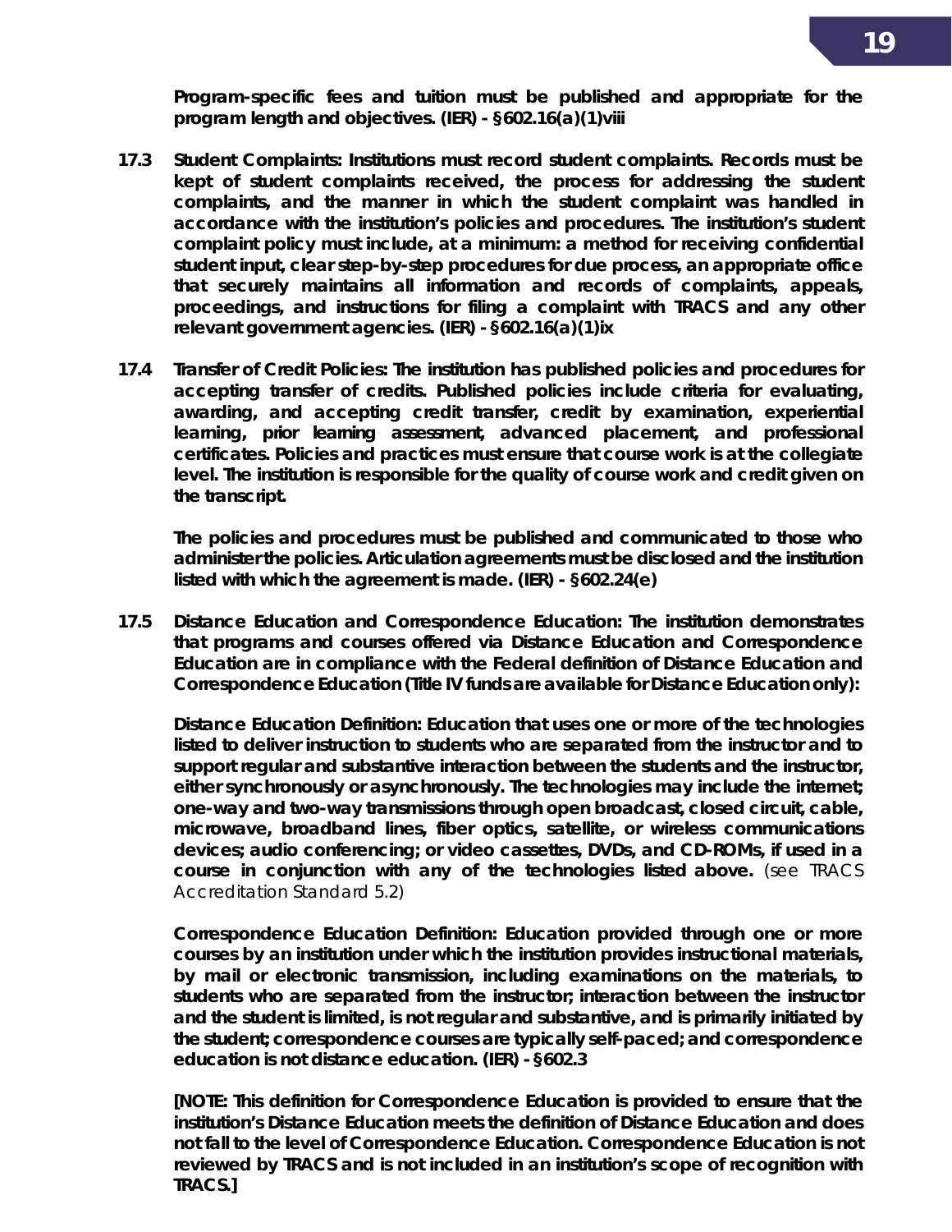**Program-specific fees and tuition must be published and appropriate for the program length and objectives. (IER) - §602.16(a)(1)viii**

**17.3 Student Complaints: Institutions must record student complaints. Records must be kept of student complaints received, the process for addressing the student complaints, and the manner in which the student complaint was handled in accordance with the institution's policies and procedures. The institution's student complaint policy must include, at a minimum: a method for receiving confidential student input, clear step-by-step procedures for due process, an appropriate office that securely maintains all information and records of complaints, appeals, proceedings, and instructions for filing a complaint with TRACS and any other relevant government agencies. (IER) - §602.16(a)(1)ix**

**17.4 Transfer of Credit Policies: The institution has published policies and procedures for accepting transfer of credits. Published policies include criteria for evaluating, awarding, and accepting credit transfer, credit by examination, experiential learning, prior learning assessment, advanced placement, and professional certificates. Policies and practices must ensure that course work is at the collegiate level. The institution is responsible for the quality of course work and credit given on the transcript.**

**The policies and procedures must be published and communicated to those who administer the policies. Articulation agreements must be disclosed and the institution listed with which the agreement is made. (IER) - §602.24(e)**

**17.5 Distance Education and Correspondence Education: The institution demonstrates that programs and courses offered via Distance Education and Correspondence Education are in compliance with the Federal definition of Distance Education and Correspondence Education (Title IV funds are available for Distance Education only):**

**Distance Education Definition: Education that uses one or more of the technologies listed to deliver instruction to students who are separated from the instructor and to support regular and substantive interaction between the students and the instructor, either synchronously or asynchronously. The technologies may include the internet; one-way and two-way transmissions through open broadcast, closed circuit, cable, microwave, broadband lines, fiber optics, satellite, or wireless communications devices; audio conferencing; or video cassettes, DVDs, and CD-ROMs, if used in a course in conjunction with any of the technologies listed above.** *(see TRACS Accreditation Standard 5.2)*

**Correspondence Education Definition: Education provided through one or more courses by an institution under which the institution provides instructional materials, by mail or electronic transmission, including examinations on the materials, to students who are separated from the instructor; interaction between the instructor and the student is limited, is not regular and substantive, and is primarily initiated by the student; correspondence courses are typically self-paced; and correspondence education is not distance education. (IER) - §602.3**

**[NOTE: This definition for Correspondence Education is provided to ensure that the institution's Distance Education meets the definition of Distance Education and does not fall to the level of Correspondence Education. Correspondence Education is not reviewed by TRACS and is not included in an institution's scope of recognition with TRACS.]**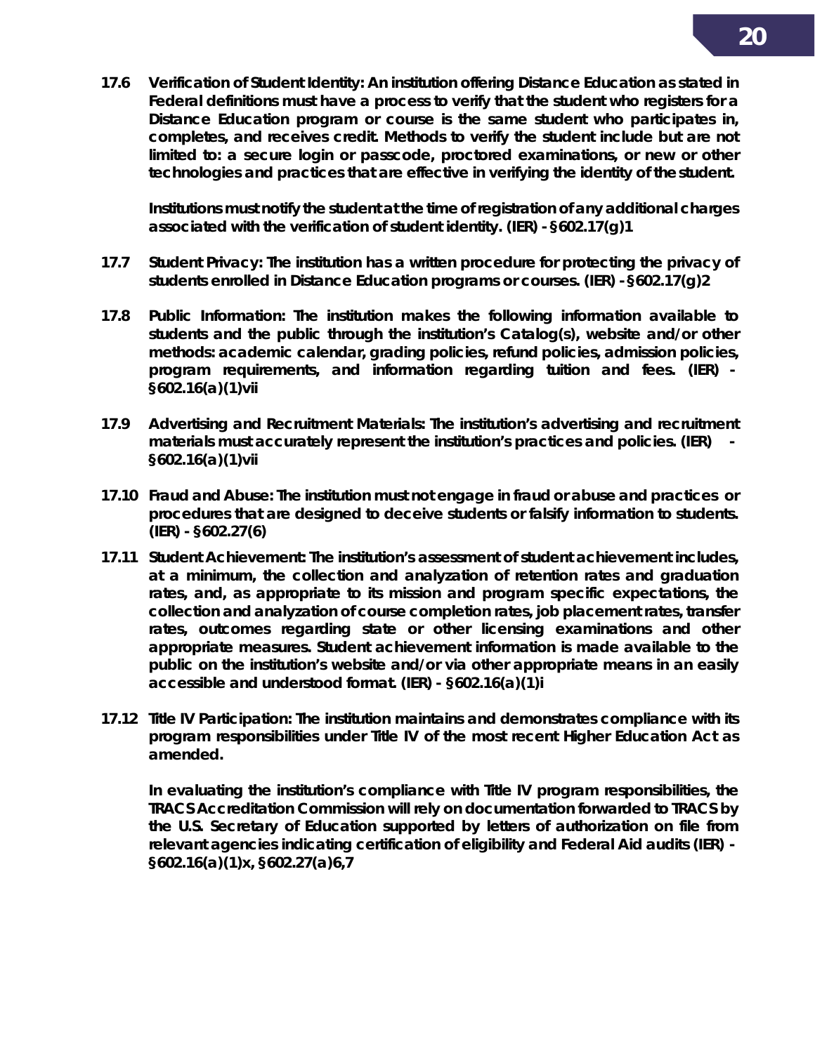**17.6 Verification of Student Identity: An institution offering Distance Education as stated in Federal definitions must have a process to verify that the student who registers for a Distance Education program or course is the same student who participates in, completes, and receives credit. Methods to verify the student include but are not limited to: a secure login or passcode, proctored examinations, or new or other technologies and practices that are effective in verifying the identity of the student.**

**Institutions must notify the student at the time of registration of any additional charges associated with the verification of student identity. (IER) - §602.17(g)1**

**17.7 Student Privacy: The institution has a written procedure for protecting the privacy of students enrolled in Distance Education programs or courses. (IER) - §602.17(g)2**

**17.8 Public Information: The institution makes the following information available to students and the public through the institution's Catalog(s), website and/or other methods: academic calendar, grading policies, refund policies, admission policies, program requirements, and information regarding tuition and fees. (IER) - §602.16(a)(1)vii**

**17.9 Advertising and Recruitment Materials: The institution's advertising and recruitment materials must accurately represent the institution's practices and policies. (IER) - §602.16(a)(1)vii**

**17.10 Fraud and Abuse: The institution must not engage in fraud or abuse and practices or procedures that are designed to deceive students or falsify information to students. (IER) - §602.27(6)**

**17.11 Student Achievement: The institution's assessment of student achievement includes, at a minimum, the collection and analyzation of retention rates and graduation rates, and, as appropriate to its mission and program specific expectations, the collection and analyzation of course completion rates, job placement rates, transfer rates, outcomes regarding state or other licensing examinations and other appropriate measures. Student achievement information is made available to the public on the institution's website and/or via other appropriate means in an easily accessible and understood format. (IER) - §602.16(a)(1)i**

**17.12 Title IV Participation: The institution maintains and demonstrates compliance with its program responsibilities under Title IV of the most recent Higher Education Act as amended.**

**In evaluating the institution's compliance with Title IV program responsibilities, the TRACS Accreditation Commission will rely on documentation forwarded to TRACS by the U.S. Secretary of Education supported by letters of authorization on file from relevant agencies indicating certification of eligibility and Federal Aid audits (IER) - §602.16(a)(1)x, §602.27(a)6,7**